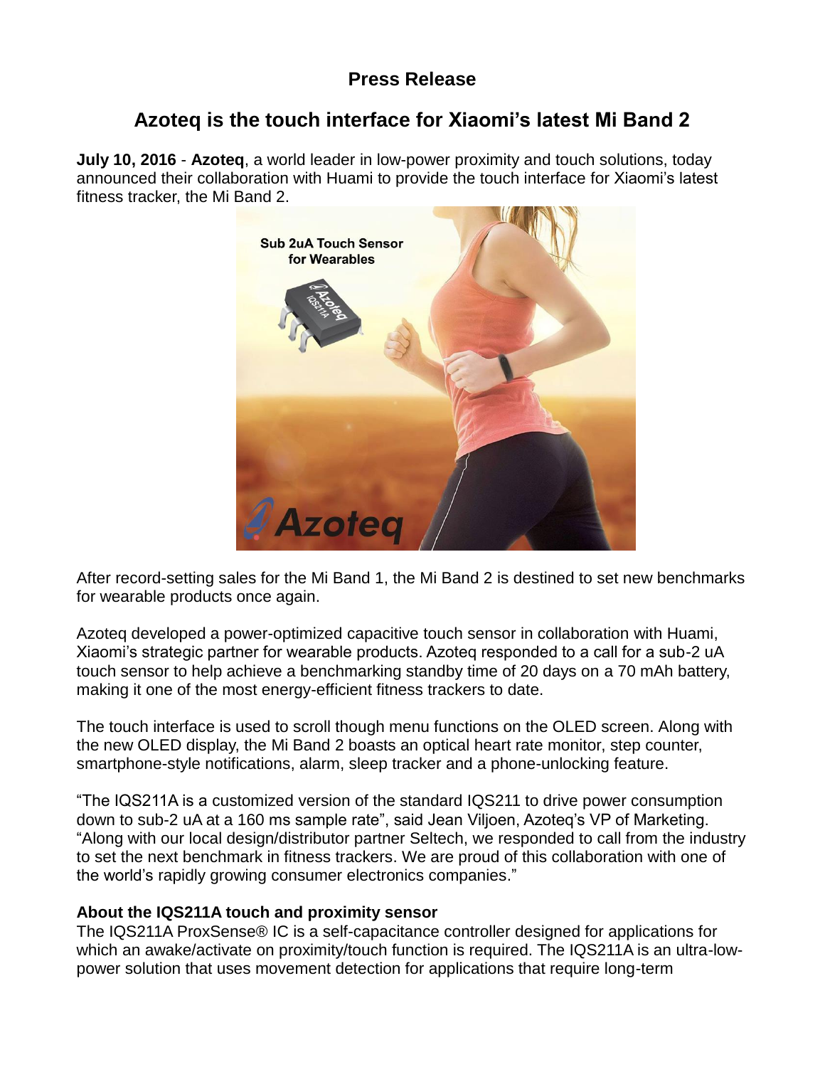**Press Release**

# Azoteq is the touch interface for Xiaomi's latest Mi Band 2

**July 10, 2016** - **Azoteq**, a world leader in low-power proximity and touch solutions, today announced their collaboration with Huami to provide the touch interface for Xiaomi's latest fitness tracker, the Mi Band 2.

After record-setting sales for the Mi Band 1, the Mi Band 2 is destined to set new benchmarks for wearable products once again.

Azoteq developed a power-optimized capacitive touch sensor in collaboration with Huami, Xiaomi's strategic partner for wearable products. Azoteq responded to a call for a sub-2 uA touch sensor to help achieve a benchmarking standby time of 20 days on a 70 mAh battery, making it one of the most energy-efficient fitness trackers to date.

The touch interface is used to scroll though menu functions on the OLED screen. Along with the new OLED display, the Mi Band 2 boasts an optical heart rate monitor, step counter, smartphone-style notifications, alarm, sleep tracker and a phone-unlocking feature.

"The IQS211A is a customized version of the standard IQS211 to drive power consumption down to sub-2 uA at a 160 ms sample rate", said Jean Viljoen, Azoteq's VP of Marketing. "Along with our local design/distributor partner Seltech, we responded to call from the industry to set the next benchmark in fitness trackers. We are proud of this collaboration with one of the world's rapidly growing consumer electronics companies."

### About the IQS211A touch and proximity sensor

The IQS211A ProxSense® IC is a self-capacitance controller designed for applications for which an awake/activate on proximity/touch function is required. The IQS211A is an ultra-low-power solution that uses movement detection for applications that require long-term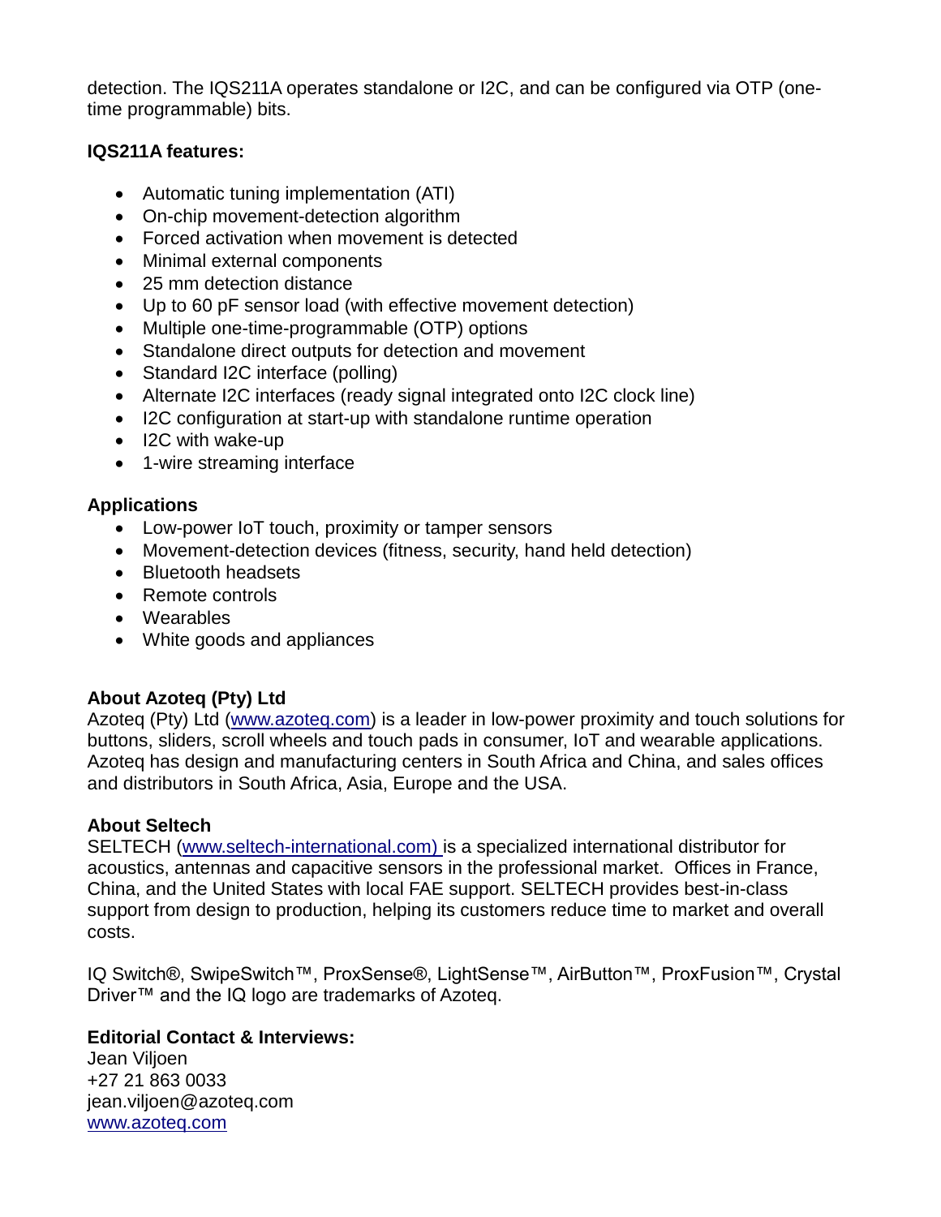detection. The IQS211A operates standalone or I2C, and can be configured via OTP (one-time programmable) bits.

**IQS211A features:**

- Automatic tuning implementation (ATI)
- On-chip movement-detection algorithm
- Forced activation when movement is detected
- Minimal external components
- 25 mm detection distance
- Up to 60 pF sensor load (with effective movement detection)
- Multiple one-time-programmable (OTP) options
- Standalone direct outputs for detection and movement
- Standard I2C interface (polling)
- Alternate I2C interfaces (ready signal integrated onto I2C clock line)
- I2C configuration at start-up with standalone runtime operation
- I2C with wake-up
- 1-wire streaming interface

**Applications**

- Low-power IoT touch, proximity or tamper sensors
- Movement-detection devices (fitness, security, hand held detection)
- Bluetooth headsets
- Remote controls
- Wearables
- White goods and appliances

**About Azoteq (Pty) Ltd**

Azoteq (Pty) Ltd (www.azoteq.com) is a leader in low-power proximity and touch solutions for buttons, sliders, scroll wheels and touch pads in consumer, IoT and wearable applications. Azoteq has design and manufacturing centers in South Africa and China, and sales offices and distributors in South Africa, Asia, Europe and the USA.

**About Seltech**

SELTECH (www.seltech-international.com) is a specialized international distributor for acoustics, antennas and capacitive sensors in the professional market. Offices in France, China, and the United States with local FAE support. SELTECH provides best-in-class support from design to production, helping its customers reduce time to market and overall costs.

IQ Switch®, SwipeSwitch™, ProxSense®, LightSense™, AirButton™, ProxFusion™, Crystal Driver™ and the IQ logo are trademarks of Azoteq.

**Editorial Contact & Interviews:**

Jean Viljoen
+27 21 863 0033
jean.viljoen@azoteq.com
www.azoteq.com